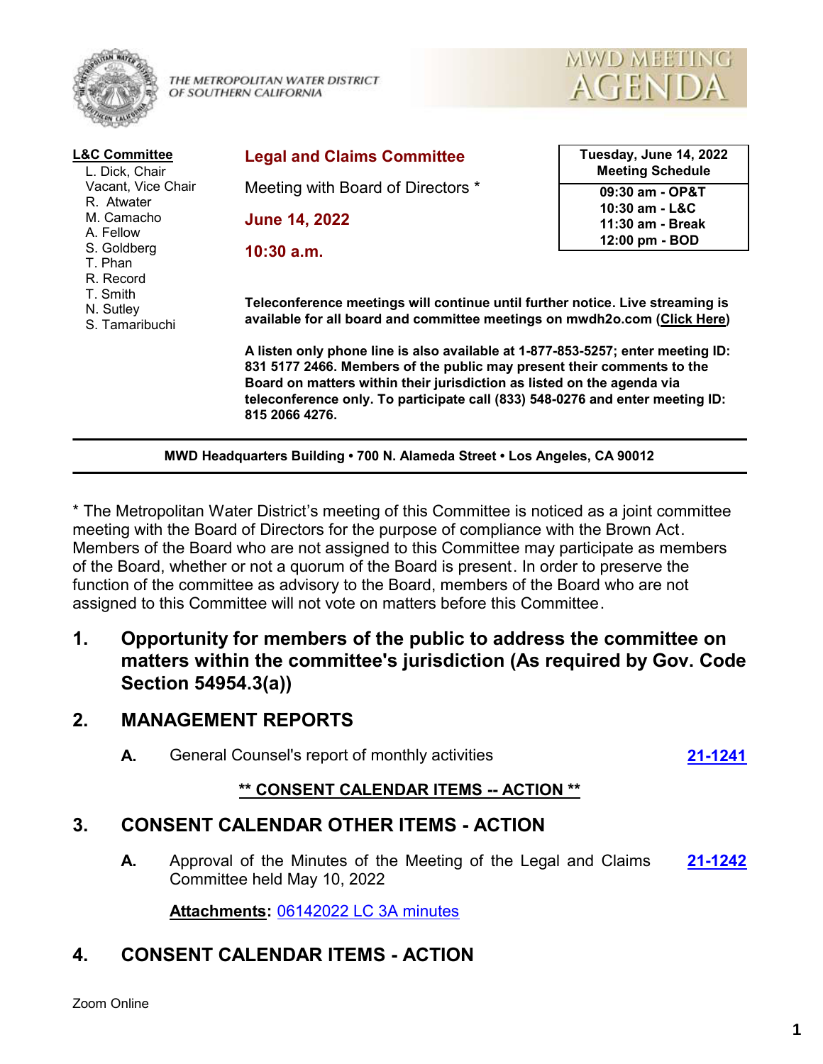THE METROPOLITAN WATER DISTRICT OF SOUTHERN CALIFORNIA

MWD MEETING AGENDA

**L&C Committee**
- L. Dick, Chair
- Vacant, Vice Chair
- R. Atwater
- M. Camacho
- A. Fellow
- S. Goldberg
- T. Phan
- R. Record
- T. Smith
- N. Sutley
- S. Tamaribuchi

## Legal and Claims Committee

Meeting with Board of Directors *

**June 14, 2022**

**10:30 a.m.**

| Tuesday, June 14, 2022 Meeting Schedule |
|---|
| 09:30 am - OP&T |
| 10:30 am - L&C |
| 11:30 am - Break |
| 12:00 pm - BOD |

**Teleconference meetings will continue until further notice. Live streaming is available for all board and committee meetings on mwdh2o.com (Click Here)**

**A listen only phone line is also available at 1-877-853-5257; enter meeting ID: 831 5177 2466. Members of the public may present their comments to the Board on matters within their jurisdiction as listed on the agenda via teleconference only. To participate call (833) 548-0276 and enter meeting ID: 815 2066 4276.**

**MWD Headquarters Building • 700 N. Alameda Street • Los Angeles, CA 90012**

* The Metropolitan Water District's meeting of this Committee is noticed as a joint committee meeting with the Board of Directors for the purpose of compliance with the Brown Act. Members of the Board who are not assigned to this Committee may participate as members of the Board, whether or not a quorum of the Board is present. In order to preserve the function of the committee as advisory to the Board, members of the Board who are not assigned to this Committee will not vote on matters before this Committee.

## 1. Opportunity for members of the public to address the committee on matters within the committee's jurisdiction (As required by Gov. Code Section 54954.3(a))

## 2. MANAGEMENT REPORTS

**A.** General Counsel's report of monthly activities **21-1241**

**\*\* CONSENT CALENDAR ITEMS -- ACTION \*\***

## 3. CONSENT CALENDAR OTHER ITEMS - ACTION

**A.** Approval of the Minutes of the Meeting of the Legal and Claims Committee held May 10, 2022 **21-1242**

**Attachments:** 06142022 LC 3A minutes

## 4. CONSENT CALENDAR ITEMS - ACTION

Zoom Online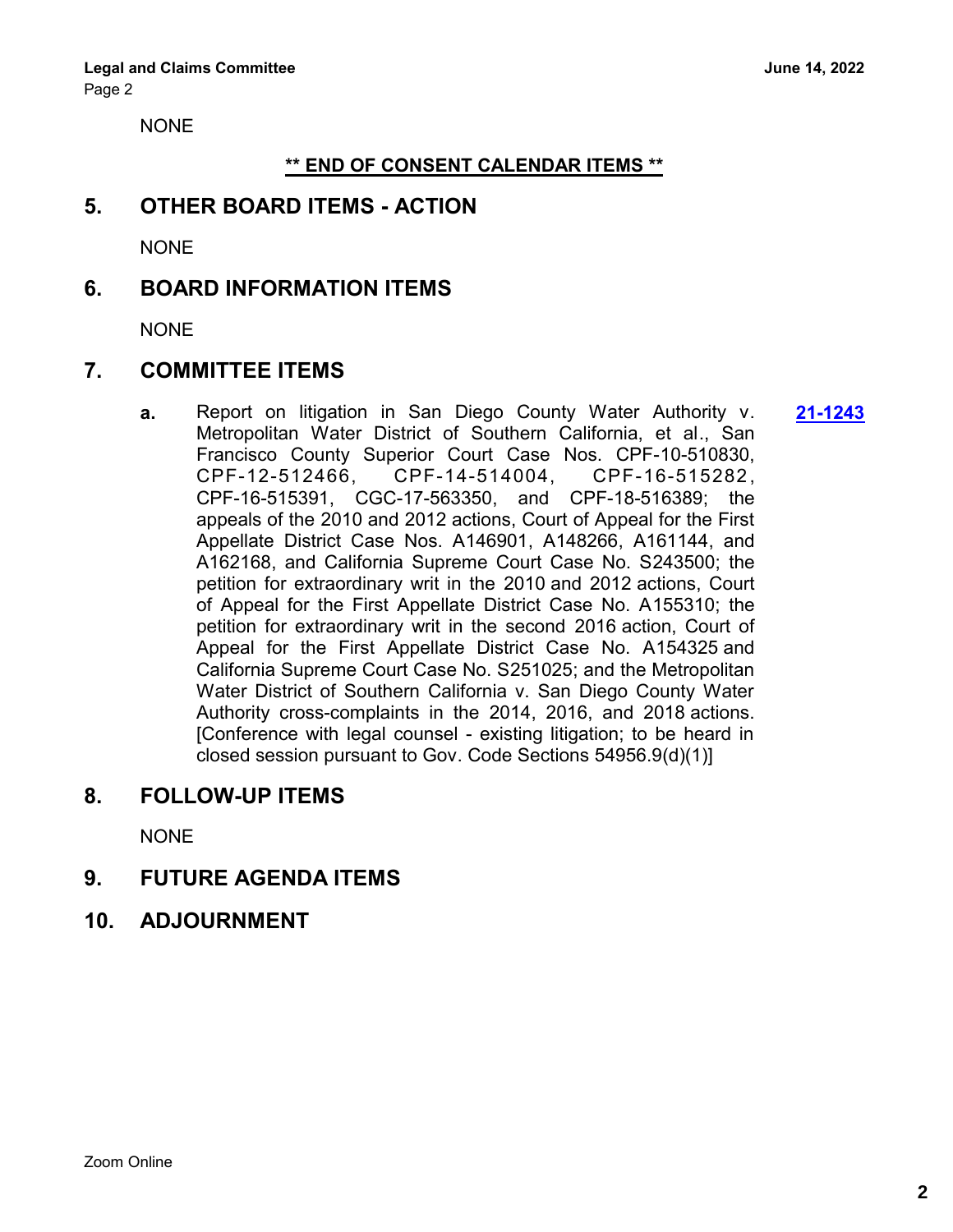NONE

**\*\* END OF CONSENT CALENDAR ITEMS \*\***

## 5. OTHER BOARD ITEMS - ACTION

NONE

## 6. BOARD INFORMATION ITEMS

NONE

## 7. COMMITTEE ITEMS

**a.** Report on litigation in San Diego County Water Authority v. Metropolitan Water District of Southern California, et al., San Francisco County Superior Court Case Nos. CPF-10-510830, CPF-12-512466, CPF-14-514004, CPF-16-515282, CPF-16-515391, CGC-17-563350, and CPF-18-516389; the appeals of the 2010 and 2012 actions, Court of Appeal for the First Appellate District Case Nos. A146901, A148266, A161144, and A162168, and California Supreme Court Case No. S243500; the petition for extraordinary writ in the 2010 and 2012 actions, Court of Appeal for the First Appellate District Case No. A155310; the petition for extraordinary writ in the second 2016 action, Court of Appeal for the First Appellate District Case No. A154325 and California Supreme Court Case No. S251025; and the Metropolitan Water District of Southern California v. San Diego County Water Authority cross-complaints in the 2014, 2016, and 2018 actions. [Conference with legal counsel - existing litigation; to be heard in closed session pursuant to Gov. Code Sections 54956.9(d)(1)] **21-1243**

## 8. FOLLOW-UP ITEMS

NONE

## 9. FUTURE AGENDA ITEMS

## 10. ADJOURNMENT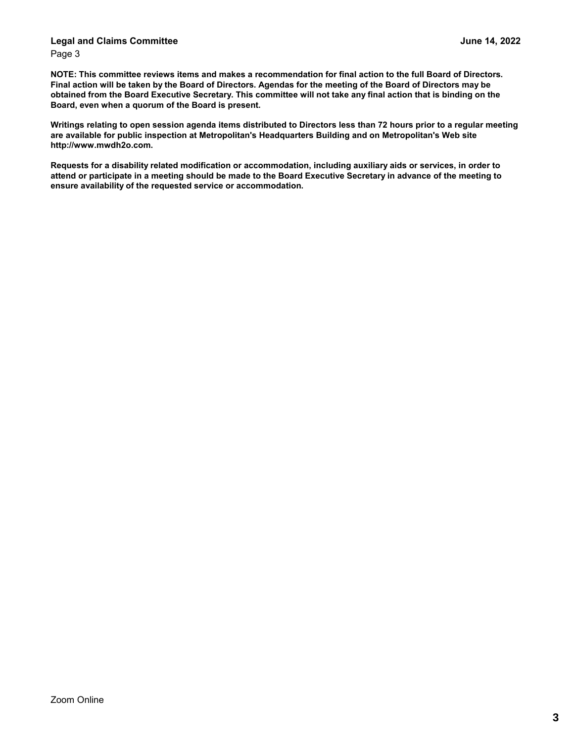**NOTE: This committee reviews items and makes a recommendation for final action to the full Board of Directors. Final action will be taken by the Board of Directors. Agendas for the meeting of the Board of Directors may be obtained from the Board Executive Secretary. This committee will not take any final action that is binding on the Board, even when a quorum of the Board is present.**

**Writings relating to open session agenda items distributed to Directors less than 72 hours prior to a regular meeting are available for public inspection at Metropolitan's Headquarters Building and on Metropolitan's Web site http://www.mwdh2o.com.**

**Requests for a disability related modification or accommodation, including auxiliary aids or services, in order to attend or participate in a meeting should be made to the Board Executive Secretary in advance of the meeting to ensure availability of the requested service or accommodation.**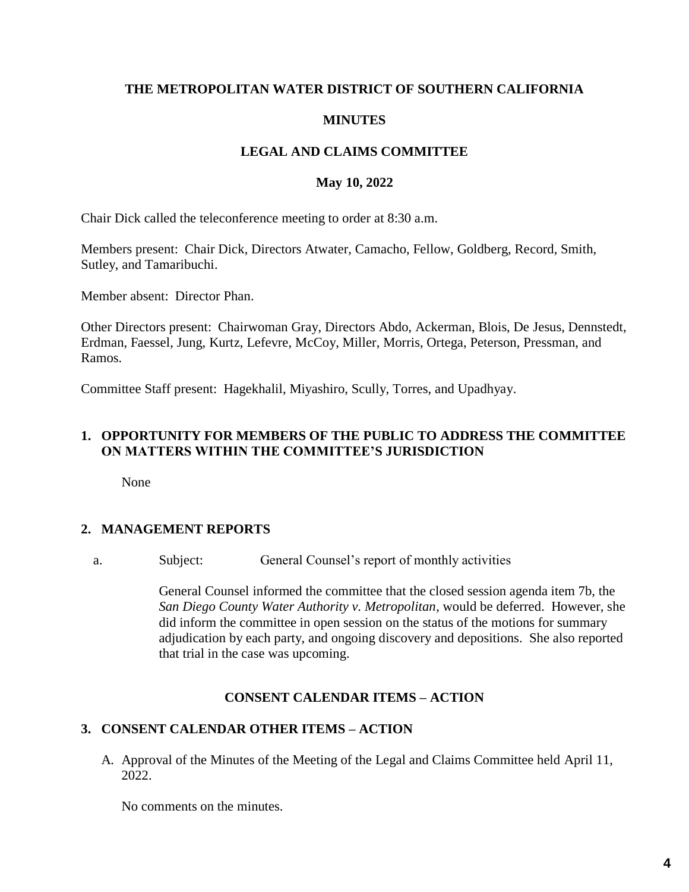**THE METROPOLITAN WATER DISTRICT OF SOUTHERN CALIFORNIA**

**MINUTES**

**LEGAL AND CLAIMS COMMITTEE**

**May 10, 2022**

Chair Dick called the teleconference meeting to order at 8:30 a.m.

Members present: Chair Dick, Directors Atwater, Camacho, Fellow, Goldberg, Record, Smith, Sutley, and Tamaribuchi.

Member absent: Director Phan.

Other Directors present: Chairwoman Gray, Directors Abdo, Ackerman, Blois, De Jesus, Dennstedt, Erdman, Faessel, Jung, Kurtz, Lefevre, McCoy, Miller, Morris, Ortega, Peterson, Pressman, and Ramos.

Committee Staff present: Hagekhalil, Miyashiro, Scully, Torres, and Upadhyay.

## 1. OPPORTUNITY FOR MEMBERS OF THE PUBLIC TO ADDRESS THE COMMITTEE ON MATTERS WITHIN THE COMMITTEE'S JURISDICTION

None

## 2. MANAGEMENT REPORTS

a. Subject: General Counsel's report of monthly activities

General Counsel informed the committee that the closed session agenda item 7b, the *San Diego County Water Authority v. Metropolitan*, would be deferred. However, she did inform the committee in open session on the status of the motions for summary adjudication by each party, and ongoing discovery and depositions. She also reported that trial in the case was upcoming.

**CONSENT CALENDAR ITEMS – ACTION**

## 3. CONSENT CALENDAR OTHER ITEMS – ACTION

A. Approval of the Minutes of the Meeting of the Legal and Claims Committee held April 11, 2022.

No comments on the minutes.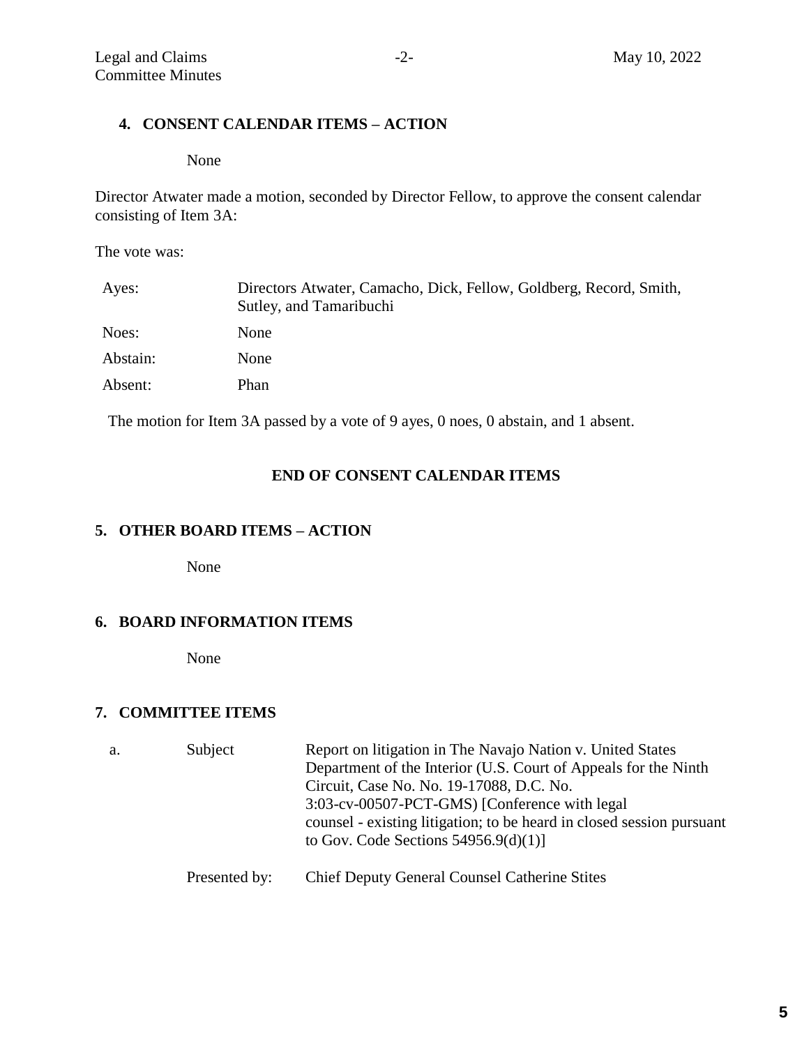## 4. CONSENT CALENDAR ITEMS – ACTION

None

Director Atwater made a motion, seconded by Director Fellow, to approve the consent calendar consisting of Item 3A:

The vote was:

| | |
|---|---|
| Ayes: | Directors Atwater, Camacho, Dick, Fellow, Goldberg, Record, Smith, Sutley, and Tamaribuchi |
| Noes: | None |
| Abstain: | None |
| Absent: | Phan |

The motion for Item 3A passed by a vote of 9 ayes, 0 noes, 0 abstain, and 1 absent.

**END OF CONSENT CALENDAR ITEMS**

## 5. OTHER BOARD ITEMS – ACTION

None

## 6. BOARD INFORMATION ITEMS

None

## 7. COMMITTEE ITEMS

| | | |
|---|---|---|
| a. | Subject | Report on litigation in The Navajo Nation v. United States Department of the Interior (U.S. Court of Appeals for the Ninth Circuit, Case No. No. 19-17088, D.C. No. 3:03-cv-00507-PCT-GMS) [Conference with legal counsel - existing litigation; to be heard in closed session pursuant to Gov. Code Sections 54956.9(d)(1)] |
| | Presented by: | Chief Deputy General Counsel Catherine Stites |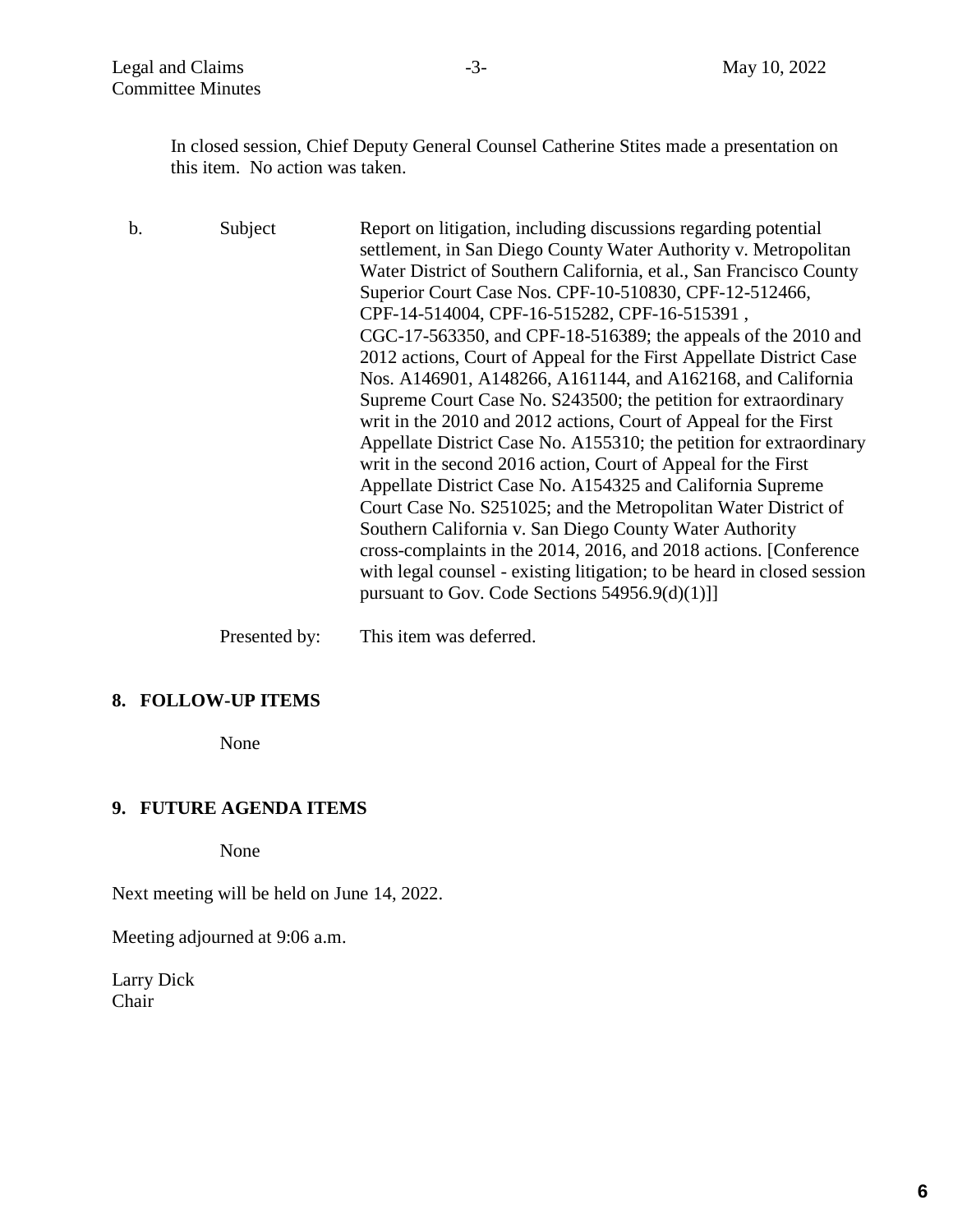In closed session, Chief Deputy General Counsel Catherine Stites made a presentation on this item. No action was taken.

b. Subject: Report on litigation, including discussions regarding potential settlement, in San Diego County Water Authority v. Metropolitan Water District of Southern California, et al., San Francisco County Superior Court Case Nos. CPF-10-510830, CPF-12-512466, CPF-14-514004, CPF-16-515282, CPF-16-515391 , CGC-17-563350, and CPF-18-516389; the appeals of the 2010 and 2012 actions, Court of Appeal for the First Appellate District Case Nos. A146901, A148266, A161144, and A162168, and California Supreme Court Case No. S243500; the petition for extraordinary writ in the 2010 and 2012 actions, Court of Appeal for the First Appellate District Case No. A155310; the petition for extraordinary writ in the second 2016 action, Court of Appeal for the First Appellate District Case No. A154325 and California Supreme Court Case No. S251025; and the Metropolitan Water District of Southern California v. San Diego County Water Authority cross-complaints in the 2014, 2016, and 2018 actions. [Conference with legal counsel - existing litigation; to be heard in closed session pursuant to Gov. Code Sections 54956.9(d)(1)]]

Presented by: This item was deferred.

## 8. FOLLOW-UP ITEMS

None

## 9. FUTURE AGENDA ITEMS

None

Next meeting will be held on June 14, 2022.

Meeting adjourned at 9:06 a.m.

Larry Dick
Chair